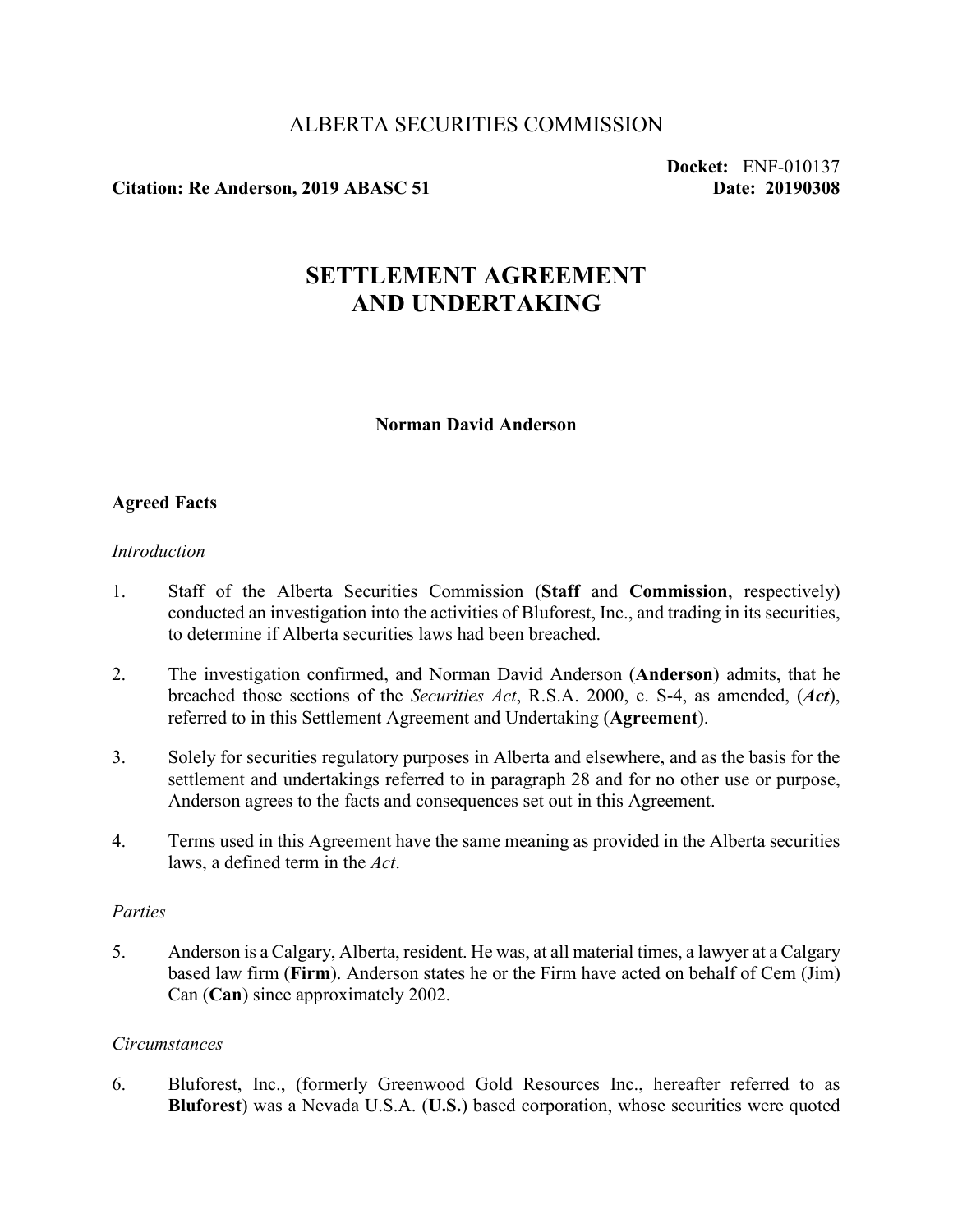ALBERTA SECURITIES COMMISSION

**Citation: Re Anderson, 2019 ABASC 51**

**Docket:** ENF-010137
**Date: 20190308**

# SETTLEMENT AGREEMENT AND UNDERTAKING

**Norman David Anderson**

## Agreed Facts

*Introduction*

1. Staff of the Alberta Securities Commission (**Staff** and **Commission**, respectively) conducted an investigation into the activities of Bluforest, Inc., and trading in its securities, to determine if Alberta securities laws had been breached.

2. The investigation confirmed, and Norman David Anderson (**Anderson**) admits, that he breached those sections of the *Securities Act*, R.S.A. 2000, c. S-4, as amended, (***Act***), referred to in this Settlement Agreement and Undertaking (**Agreement**).

3. Solely for securities regulatory purposes in Alberta and elsewhere, and as the basis for the settlement and undertakings referred to in paragraph 28 and for no other use or purpose, Anderson agrees to the facts and consequences set out in this Agreement.

4. Terms used in this Agreement have the same meaning as provided in the Alberta securities laws, a defined term in the *Act*.

*Parties*

5. Anderson is a Calgary, Alberta, resident. He was, at all material times, a lawyer at a Calgary based law firm (**Firm**). Anderson states he or the Firm have acted on behalf of Cem (Jim) Can (**Can**) since approximately 2002.

*Circumstances*

6. Bluforest, Inc., (formerly Greenwood Gold Resources Inc., hereafter referred to as **Bluforest**) was a Nevada U.S.A. (**U.S.**) based corporation, whose securities were quoted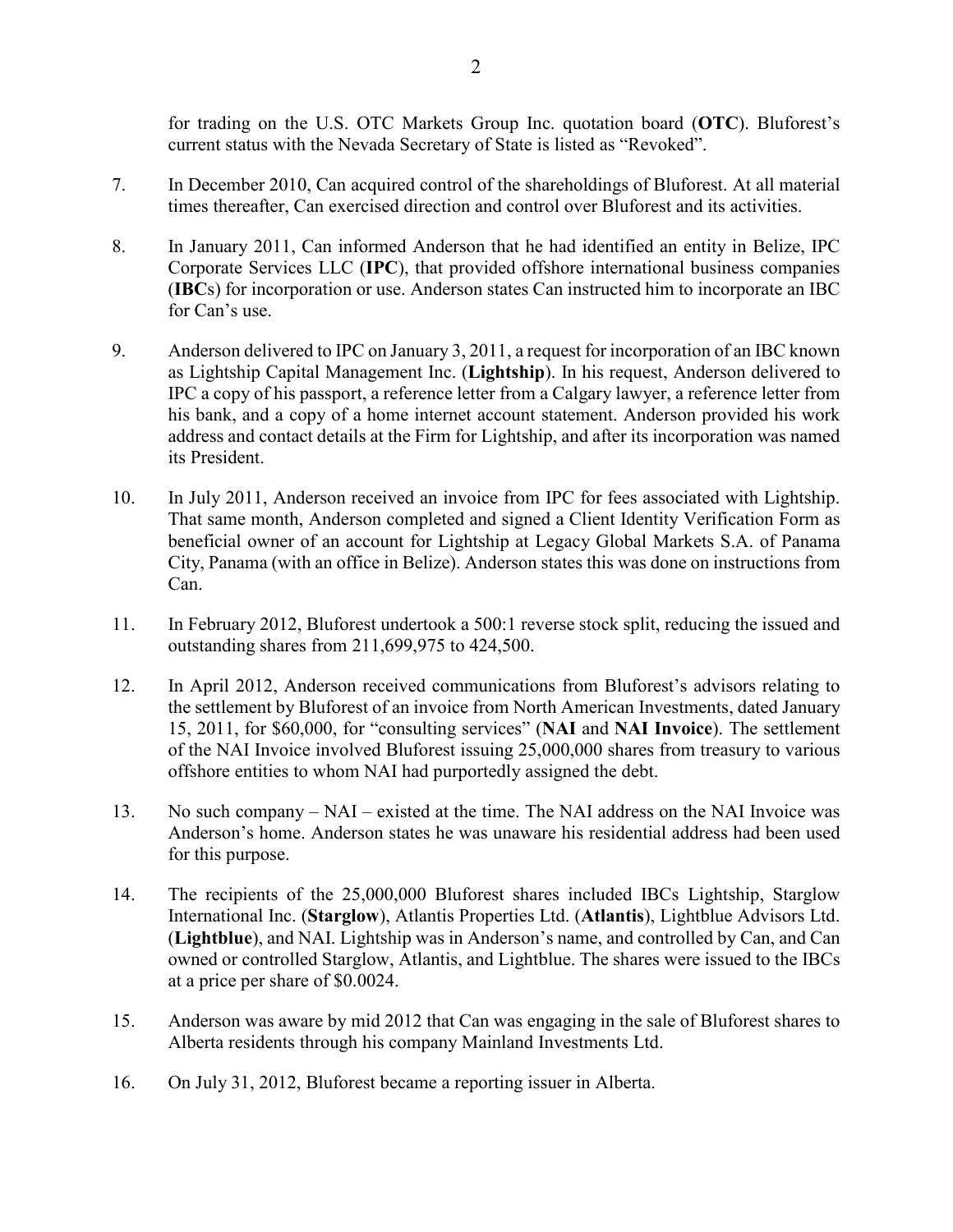for trading on the U.S. OTC Markets Group Inc. quotation board (**OTC**). Bluforest's current status with the Nevada Secretary of State is listed as "Revoked".

7. In December 2010, Can acquired control of the shareholdings of Bluforest. At all material times thereafter, Can exercised direction and control over Bluforest and its activities.

8. In January 2011, Can informed Anderson that he had identified an entity in Belize, IPC Corporate Services LLC (**IPC**), that provided offshore international business companies (**IBC**s) for incorporation or use. Anderson states Can instructed him to incorporate an IBC for Can's use.

9. Anderson delivered to IPC on January 3, 2011, a request for incorporation of an IBC known as Lightship Capital Management Inc. (**Lightship**). In his request, Anderson delivered to IPC a copy of his passport, a reference letter from a Calgary lawyer, a reference letter from his bank, and a copy of a home internet account statement. Anderson provided his work address and contact details at the Firm for Lightship, and after its incorporation was named its President.

10. In July 2011, Anderson received an invoice from IPC for fees associated with Lightship. That same month, Anderson completed and signed a Client Identity Verification Form as beneficial owner of an account for Lightship at Legacy Global Markets S.A. of Panama City, Panama (with an office in Belize). Anderson states this was done on instructions from Can.

11. In February 2012, Bluforest undertook a 500:1 reverse stock split, reducing the issued and outstanding shares from 211,699,975 to 424,500.

12. In April 2012, Anderson received communications from Bluforest's advisors relating to the settlement by Bluforest of an invoice from North American Investments, dated January 15, 2011, for $60,000, for "consulting services" (**NAI** and **NAI Invoice**). The settlement of the NAI Invoice involved Bluforest issuing 25,000,000 shares from treasury to various offshore entities to whom NAI had purportedly assigned the debt.

13. No such company – NAI – existed at the time. The NAI address on the NAI Invoice was Anderson's home. Anderson states he was unaware his residential address had been used for this purpose.

14. The recipients of the 25,000,000 Bluforest shares included IBCs Lightship, Starglow International Inc. (**Starglow**), Atlantis Properties Ltd. (**Atlantis**), Lightblue Advisors Ltd. (**Lightblue**), and NAI. Lightship was in Anderson's name, and controlled by Can, and Can owned or controlled Starglow, Atlantis, and Lightblue. The shares were issued to the IBCs at a price per share of $0.0024.

15. Anderson was aware by mid 2012 that Can was engaging in the sale of Bluforest shares to Alberta residents through his company Mainland Investments Ltd.

16. On July 31, 2012, Bluforest became a reporting issuer in Alberta.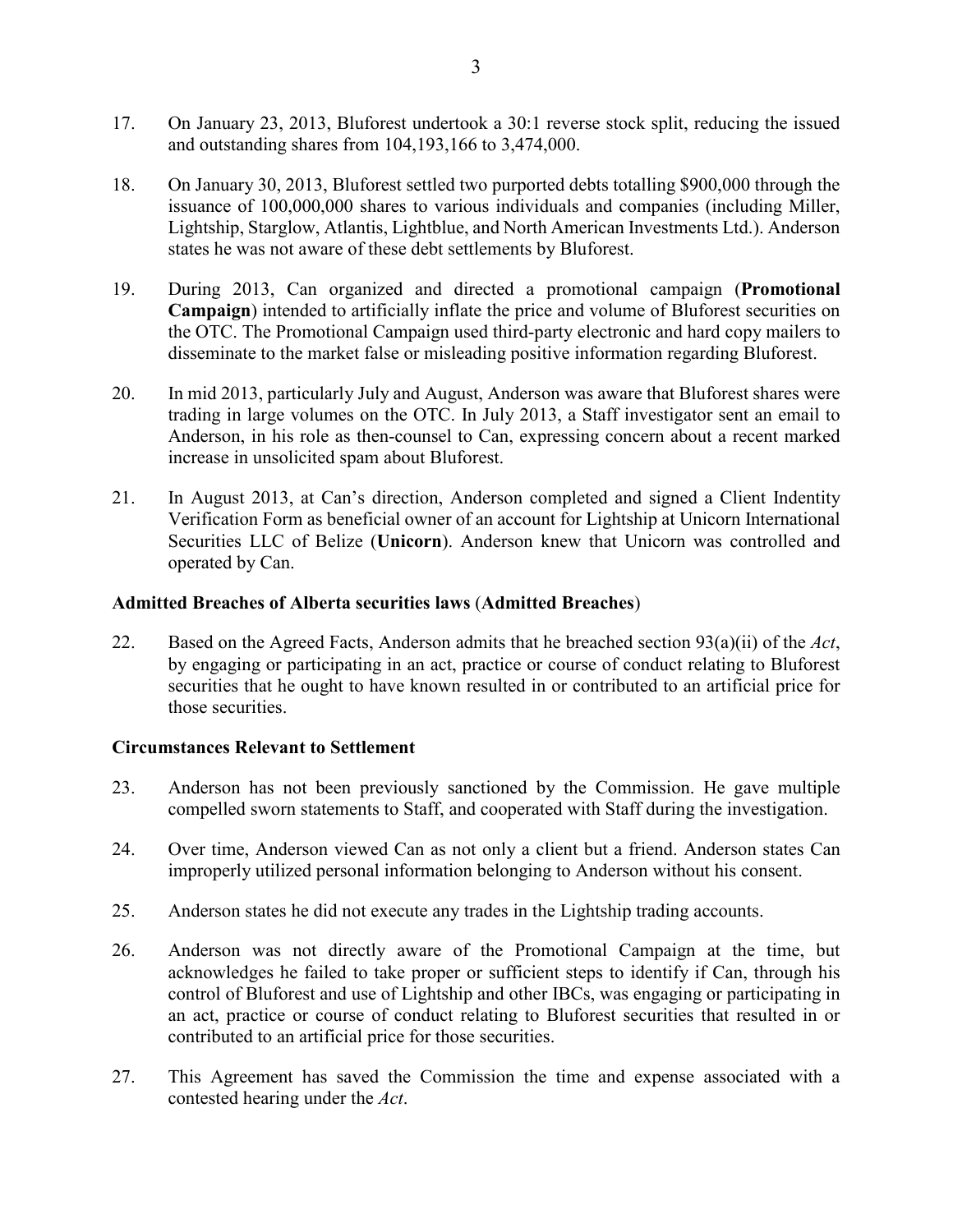17. On January 23, 2013, Bluforest undertook a 30:1 reverse stock split, reducing the issued and outstanding shares from 104,193,166 to 3,474,000.

18. On January 30, 2013, Bluforest settled two purported debts totalling $900,000 through the issuance of 100,000,000 shares to various individuals and companies (including Miller, Lightship, Starglow, Atlantis, Lightblue, and North American Investments Ltd.). Anderson states he was not aware of these debt settlements by Bluforest.

19. During 2013, Can organized and directed a promotional campaign (**Promotional Campaign**) intended to artificially inflate the price and volume of Bluforest securities on the OTC. The Promotional Campaign used third-party electronic and hard copy mailers to disseminate to the market false or misleading positive information regarding Bluforest.

20. In mid 2013, particularly July and August, Anderson was aware that Bluforest shares were trading in large volumes on the OTC. In July 2013, a Staff investigator sent an email to Anderson, in his role as then-counsel to Can, expressing concern about a recent marked increase in unsolicited spam about Bluforest.

21. In August 2013, at Can's direction, Anderson completed and signed a Client Indentity Verification Form as beneficial owner of an account for Lightship at Unicorn International Securities LLC of Belize (**Unicorn**). Anderson knew that Unicorn was controlled and operated by Can.

### Admitted Breaches of Alberta securities laws (Admitted Breaches)

22. Based on the Agreed Facts, Anderson admits that he breached section 93(a)(ii) of the *Act*, by engaging or participating in an act, practice or course of conduct relating to Bluforest securities that he ought to have known resulted in or contributed to an artificial price for those securities.

### Circumstances Relevant to Settlement

23. Anderson has not been previously sanctioned by the Commission. He gave multiple compelled sworn statements to Staff, and cooperated with Staff during the investigation.

24. Over time, Anderson viewed Can as not only a client but a friend. Anderson states Can improperly utilized personal information belonging to Anderson without his consent.

25. Anderson states he did not execute any trades in the Lightship trading accounts.

26. Anderson was not directly aware of the Promotional Campaign at the time, but acknowledges he failed to take proper or sufficient steps to identify if Can, through his control of Bluforest and use of Lightship and other IBCs, was engaging or participating in an act, practice or course of conduct relating to Bluforest securities that resulted in or contributed to an artificial price for those securities.

27. This Agreement has saved the Commission the time and expense associated with a contested hearing under the *Act*.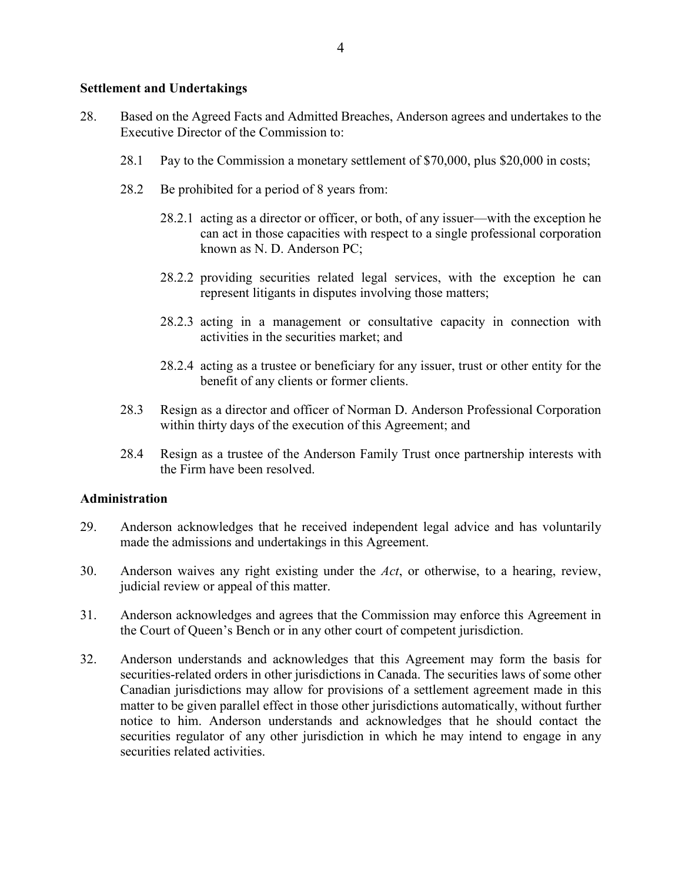## Settlement and Undertakings

28. Based on the Agreed Facts and Admitted Breaches, Anderson agrees and undertakes to the Executive Director of the Commission to:

    28.1 Pay to the Commission a monetary settlement of $70,000, plus $20,000 in costs;

    28.2 Be prohibited for a period of 8 years from:

    28.2.1 acting as a director or officer, or both, of any issuer—with the exception he can act in those capacities with respect to a single professional corporation known as N. D. Anderson PC;

    28.2.2 providing securities related legal services, with the exception he can represent litigants in disputes involving those matters;

    28.2.3 acting in a management or consultative capacity in connection with activities in the securities market; and

    28.2.4 acting as a trustee or beneficiary for any issuer, trust or other entity for the benefit of any clients or former clients.

    28.3 Resign as a director and officer of Norman D. Anderson Professional Corporation within thirty days of the execution of this Agreement; and

    28.4 Resign as a trustee of the Anderson Family Trust once partnership interests with the Firm have been resolved.

## Administration

29. Anderson acknowledges that he received independent legal advice and has voluntarily made the admissions and undertakings in this Agreement.

30. Anderson waives any right existing under the *Act*, or otherwise, to a hearing, review, judicial review or appeal of this matter.

31. Anderson acknowledges and agrees that the Commission may enforce this Agreement in the Court of Queen's Bench or in any other court of competent jurisdiction.

32. Anderson understands and acknowledges that this Agreement may form the basis for securities-related orders in other jurisdictions in Canada. The securities laws of some other Canadian jurisdictions may allow for provisions of a settlement agreement made in this matter to be given parallel effect in those other jurisdictions automatically, without further notice to him. Anderson understands and acknowledges that he should contact the securities regulator of any other jurisdiction in which he may intend to engage in any securities related activities.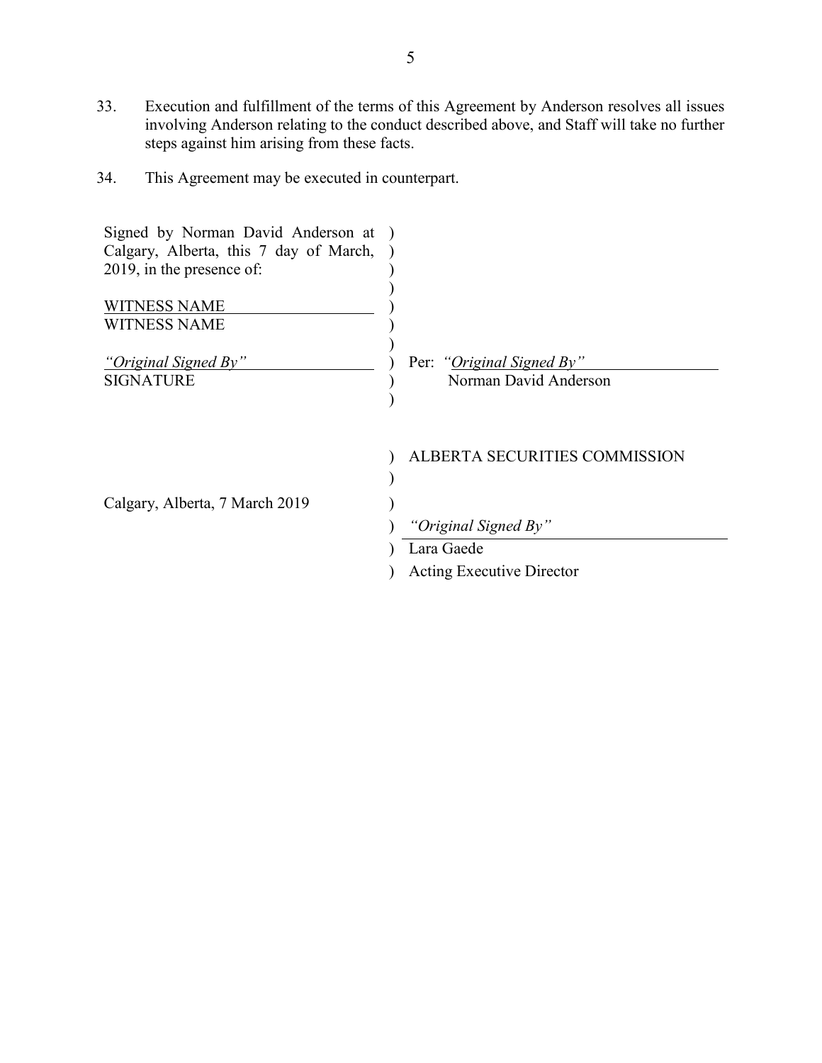33. Execution and fulfillment of the terms of this Agreement by Anderson resolves all issues involving Anderson relating to the conduct described above, and Staff will take no further steps against him arising from these facts.

34. This Agreement may be executed in counterpart.

| | | |
|---|---|---|
| Signed by Norman David Anderson at Calgary, Alberta, this 7 day of March, 2019, in the presence of: | ) | |
| WITNESS NAME | ) | |
| WITNESS NAME | ) | |
| *"Original Signed By"* | ) | Per: *"Original Signed By"* |
| SIGNATURE | ) | Norman David Anderson |

| | | |
|---|---|---|
| | ) | ALBERTA SECURITIES COMMISSION |
| Calgary, Alberta, 7 March 2019 | ) | |
| | ) | *"Original Signed By"* |
| | ) | Lara Gaede |
| | ) | Acting Executive Director |